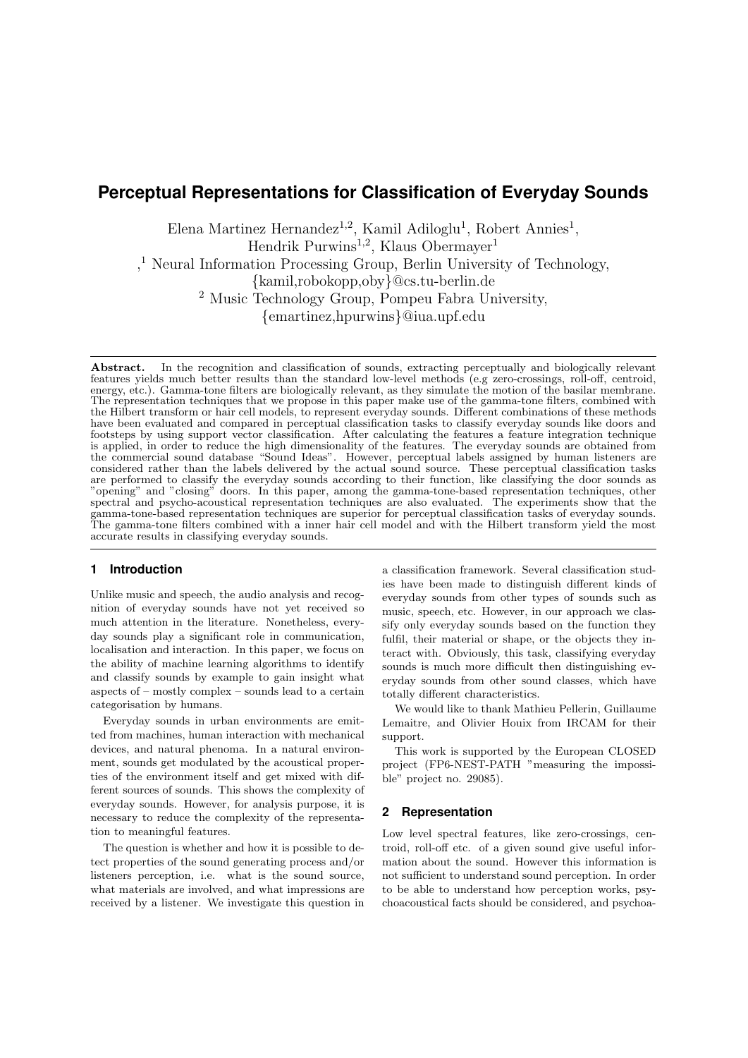# Perceptual Representations for Classification of Everyday Sounds

Elena Martinez Hernandez[1,2], Kamil Adiloglu[1], Robert Annies[1], Hendrik Purwins[1,2], Klaus Obermayer[1]

,[1] Neural Information Processing Group, Berlin University of Technology, {kamil,robokopp,oby}@cs.tu-berlin.de

[2] Music Technology Group, Pompeu Fabra University, {emartinez,hpurwins}@iua.upf.edu

**Abstract.** In the recognition and classification of sounds, extracting perceptually and biologically relevant features yields much better results than the standard low-level methods (e.g zero-crossings, roll-off, centroid, energy, etc.). Gamma-tone filters are biologically relevant, as they simulate the motion of the basilar membrane. The representation techniques that we propose in this paper make use of the gamma-tone filters, combined with the Hilbert transform or hair cell models, to represent everyday sounds. Different combinations of these methods have been evaluated and compared in perceptual classification tasks to classify everyday sounds like doors and footsteps by using support vector classification. After calculating the features a feature integration technique is applied, in order to reduce the high dimensionality of the features. The everyday sounds are obtained from the commercial sound database "Sound Ideas". However, perceptual labels assigned by human listeners are considered rather than the labels delivered by the actual sound source. These perceptual classification tasks are performed to classify the everyday sounds according to their function, like classifying the door sounds as "opening" and "closing" doors. In this paper, among the gamma-tone-based representation techniques, other spectral and psycho-acoustical representation techniques are also evaluated. The experiments show that the gamma-tone-based representation techniques are superior for perceptual classification tasks of everyday sounds. The gamma-tone filters combined with a inner hair cell model and with the Hilbert transform yield the most accurate results in classifying everyday sounds.

## 1 Introduction

Unlike music and speech, the audio analysis and recognition of everyday sounds have not yet received so much attention in the literature. Nonetheless, everyday sounds play a significant role in communication, localisation and interaction. In this paper, we focus on the ability of machine learning algorithms to identify and classify sounds by example to gain insight what aspects of – mostly complex – sounds lead to a certain categorisation by humans.

Everyday sounds in urban environments are emitted from machines, human interaction with mechanical devices, and natural phenoma. In a natural environment, sounds get modulated by the acoustical properties of the environment itself and get mixed with different sources of sounds. This shows the complexity of everyday sounds. However, for analysis purpose, it is necessary to reduce the complexity of the representation to meaningful features.

The question is whether and how it is possible to detect properties of the sound generating process and/or listeners perception, i.e. what is the sound source, what materials are involved, and what impressions are received by a listener. We investigate this question in a classification framework. Several classification studies have been made to distinguish different kinds of everyday sounds from other types of sounds such as music, speech, etc. However, in our approach we classify only everyday sounds based on the function they fulfil, their material or shape, or the objects they interact with. Obviously, this task, classifying everyday sounds is much more difficult then distinguishing everyday sounds from other sound classes, which have totally different characteristics.

We would like to thank Mathieu Pellerin, Guillaume Lemaitre, and Olivier Houix from IRCAM for their support.

This work is supported by the European CLOSED project (FP6-NEST-PATH "measuring the impossible" project no. 29085).

## 2 Representation

Low level spectral features, like zero-crossings, centroid, roll-off etc. of a given sound give useful information about the sound. However this information is not sufficient to understand sound perception. In order to be able to understand how perception works, psychoacoustical facts should be considered, and psychoa-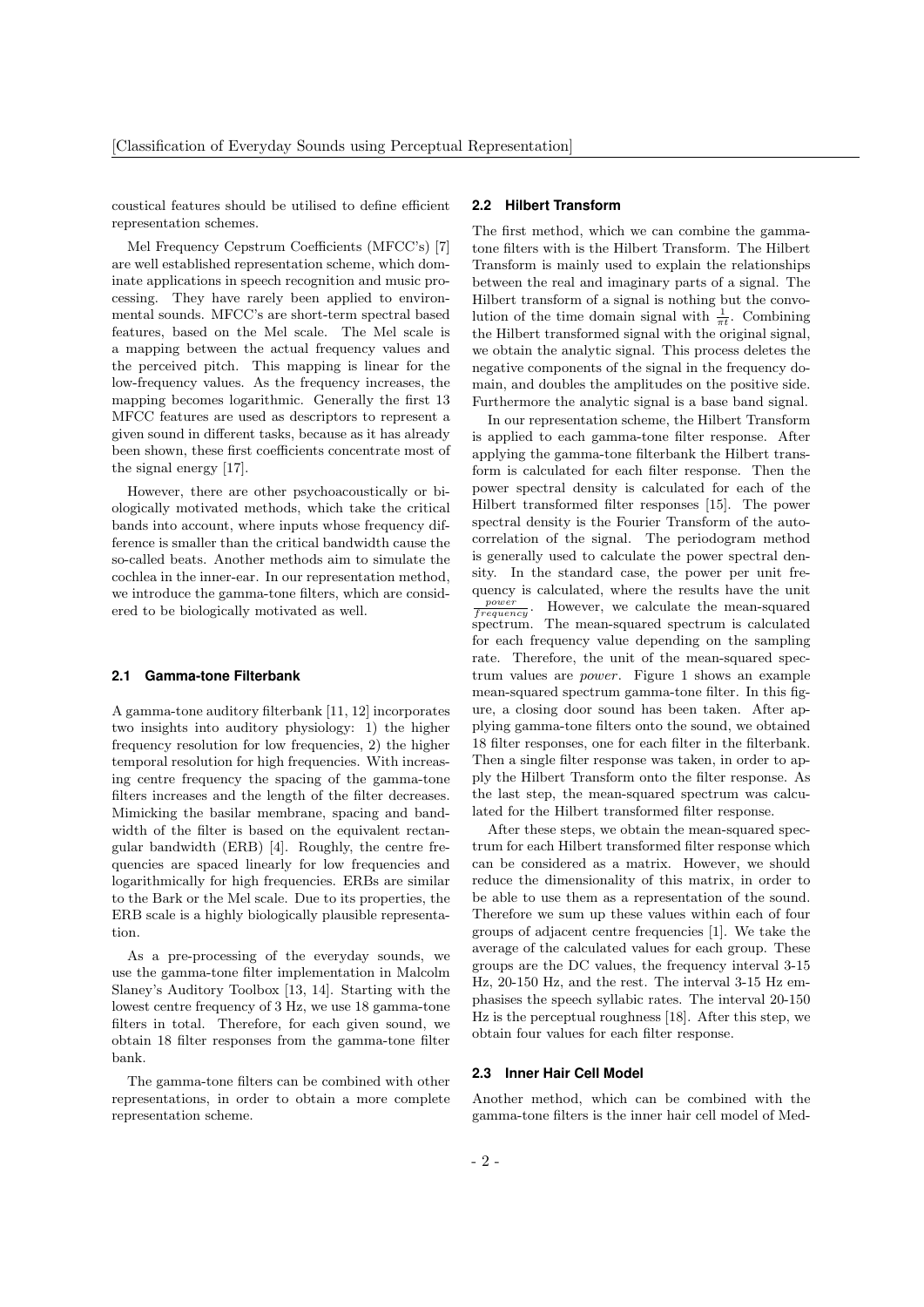coustical features should be utilised to define efficient representation schemes.

Mel Frequency Cepstrum Coefficients (MFCC's) [7] are well established representation scheme, which dominate applications in speech recognition and music processing. They have rarely been applied to environmental sounds. MFCC's are short-term spectral based features, based on the Mel scale. The Mel scale is a mapping between the actual frequency values and the perceived pitch. This mapping is linear for the low-frequency values. As the frequency increases, the mapping becomes logarithmic. Generally the first 13 MFCC features are used as descriptors to represent a given sound in different tasks, because as it has already been shown, these first coefficients concentrate most of the signal energy [17].

However, there are other psychoacoustically or biologically motivated methods, which take the critical bands into account, where inputs whose frequency difference is smaller than the critical bandwidth cause the so-called beats. Another methods aim to simulate the cochlea in the inner-ear. In our representation method, we introduce the gamma-tone filters, which are considered to be biologically motivated as well.

### 2.1 Gamma-tone Filterbank

A gamma-tone auditory filterbank [11, 12] incorporates two insights into auditory physiology: 1) the higher frequency resolution for low frequencies, 2) the higher temporal resolution for high frequencies. With increasing centre frequency the spacing of the gamma-tone filters increases and the length of the filter decreases. Mimicking the basilar membrane, spacing and bandwidth of the filter is based on the equivalent rectangular bandwidth (ERB) [4]. Roughly, the centre frequencies are spaced linearly for low frequencies and logarithmically for high frequencies. ERBs are similar to the Bark or the Mel scale. Due to its properties, the ERB scale is a highly biologically plausible representation.

As a pre-processing of the everyday sounds, we use the gamma-tone filter implementation in Malcolm Slaney's Auditory Toolbox [13, 14]. Starting with the lowest centre frequency of 3 Hz, we use 18 gamma-tone filters in total. Therefore, for each given sound, we obtain 18 filter responses from the gamma-tone filter bank.

The gamma-tone filters can be combined with other representations, in order to obtain a more complete representation scheme.

### 2.2 Hilbert Transform

The first method, which we can combine the gammatone filters with is the Hilbert Transform. The Hilbert Transform is mainly used to explain the relationships between the real and imaginary parts of a signal. The Hilbert transform of a signal is nothing but the convolution of the time domain signal with $\frac{1}{\pi t}$. Combining the Hilbert transformed signal with the original signal, we obtain the analytic signal. This process deletes the negative components of the signal in the frequency domain, and doubles the amplitudes on the positive side. Furthermore the analytic signal is a base band signal.

In our representation scheme, the Hilbert Transform is applied to each gamma-tone filter response. After applying the gamma-tone filterbank the Hilbert transform is calculated for each filter response. Then the power spectral density is calculated for each of the Hilbert transformed filter responses [15]. The power spectral density is the Fourier Transform of the autocorrelation of the signal. The periodogram method is generally used to calculate the power spectral density. In the standard case, the power per unit frequency is calculated, where the results have the unit $\frac{power}{frequency}$. However, we calculate the mean-squared spectrum. The mean-squared spectrum is calculated for each frequency value depending on the sampling rate. Therefore, the unit of the mean-squared spectrum values are *power*. Figure 1 shows an example mean-squared spectrum gamma-tone filter. In this figure, a closing door sound has been taken. After applying gamma-tone filters onto the sound, we obtained 18 filter responses, one for each filter in the filterbank. Then a single filter response was taken, in order to apply the Hilbert Transform onto the filter response. As the last step, the mean-squared spectrum was calculated for the Hilbert transformed filter response.

After these steps, we obtain the mean-squared spectrum for each Hilbert transformed filter response which can be considered as a matrix. However, we should reduce the dimensionality of this matrix, in order to be able to use them as a representation of the sound. Therefore we sum up these values within each of four groups of adjacent centre frequencies [1]. We take the average of the calculated values for each group. These groups are the DC values, the frequency interval 3-15 Hz, 20-150 Hz, and the rest. The interval 3-15 Hz emphasises the speech syllabic rates. The interval 20-150 Hz is the perceptual roughness [18]. After this step, we obtain four values for each filter response.

### 2.3 Inner Hair Cell Model

Another method, which can be combined with the gamma-tone filters is the inner hair cell model of Med-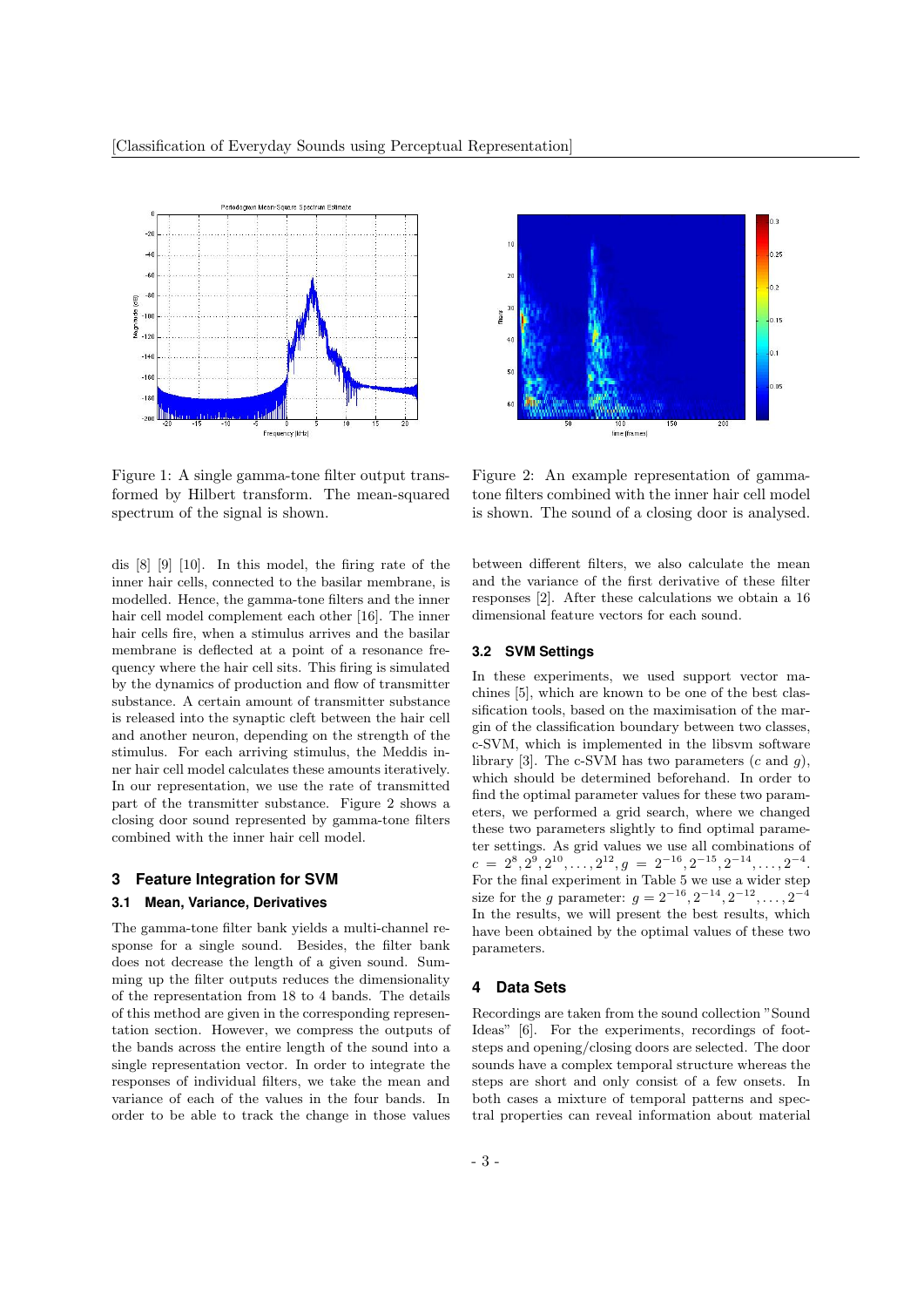Figure 1: A single gamma-tone filter output transformed by Hilbert transform. The mean-squared spectrum of the signal is shown.

Figure 2: An example representation of gamma-tone filters combined with the inner hair cell model is shown. The sound of a closing door is analysed.

dis [8] [9] [10]. In this model, the firing rate of the inner hair cells, connected to the basilar membrane, is modelled. Hence, the gamma-tone filters and the inner hair cell model complement each other [16]. The inner hair cells fire, when a stimulus arrives and the basilar membrane is deflected at a point of a resonance frequency where the hair cell sits. This firing is simulated by the dynamics of production and flow of transmitter substance. A certain amount of transmitter substance is released into the synaptic cleft between the hair cell and another neuron, depending on the strength of the stimulus. For each arriving stimulus, the Meddis inner hair cell model calculates these amounts iteratively. In our representation, we use the rate of transmitted part of the transmitter substance. Figure 2 shows a closing door sound represented by gamma-tone filters combined with the inner hair cell model.

## 3 Feature Integration for SVM

### 3.1 Mean, Variance, Derivatives

The gamma-tone filter bank yields a multi-channel response for a single sound. Besides, the filter bank does not decrease the length of a given sound. Summing up the filter outputs reduces the dimensionality of the representation from 18 to 4 bands. The details of this method are given in the corresponding representation section. However, we compress the outputs of the bands across the entire length of the sound into a single representation vector. In order to integrate the responses of individual filters, we take the mean and variance of each of the values in the four bands. In order to be able to track the change in those values between different filters, we also calculate the mean and the variance of the first derivative of these filter responses [2]. After these calculations we obtain a 16 dimensional feature vectors for each sound.

### 3.2 SVM Settings

In these experiments, we used support vector machines [5], which are known to be one of the best classification tools, based on the maximisation of the margin of the classification boundary between two classes, c-SVM, which is implemented in the libsvm software library [3]. The c-SVM has two parameters ($c$ and $g$), which should be determined beforehand. In order to find the optimal parameter values for these two parameters, we performed a grid search, where we changed these two parameters slightly to find optimal parameter settings. As grid values we use all combinations of $c = 2^8, 2^9, 2^{10}, \ldots, 2^{12}, g = 2^{-16}, 2^{-15}, 2^{-14}, \ldots, 2^{-4}$. For the final experiment in Table 5 we use a wider step size for the $g$ parameter: $g = 2^{-16}, 2^{-14}, 2^{-12}, \ldots, 2^{-4}$ In the results, we will present the best results, which have been obtained by the optimal values of these two parameters.

## 4 Data Sets

Recordings are taken from the sound collection "Sound Ideas" [6]. For the experiments, recordings of footsteps and opening/closing doors are selected. The door sounds have a complex temporal structure whereas the steps are short and only consist of a few onsets. In both cases a mixture of temporal patterns and spectral properties can reveal information about material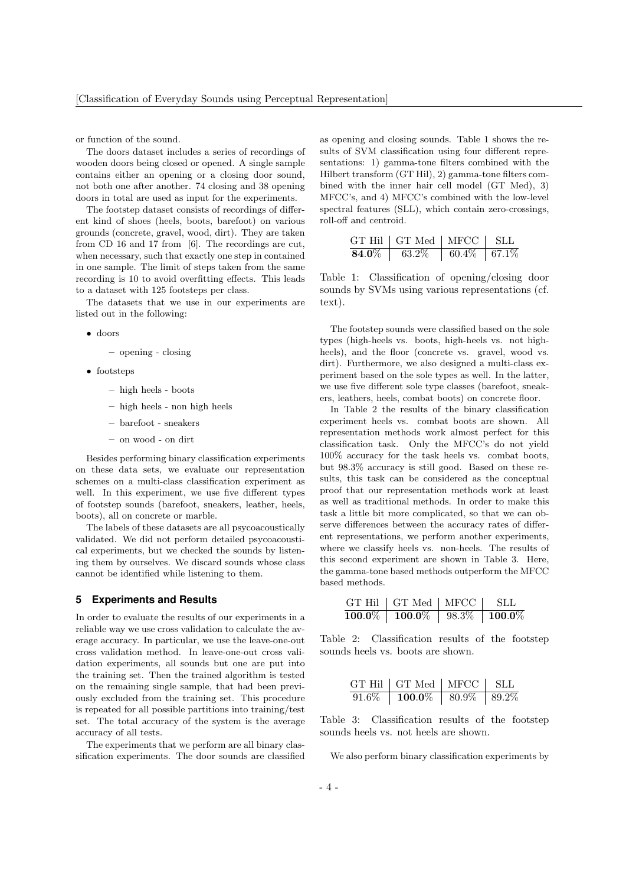or function of the sound.

The doors dataset includes a series of recordings of wooden doors being closed or opened. A single sample contains either an opening or a closing door sound, not both one after another. 74 closing and 38 opening doors in total are used as input for the experiments.

The footstep dataset consists of recordings of different kind of shoes (heels, boots, barefoot) on various grounds (concrete, gravel, wood, dirt). They are taken from CD 16 and 17 from [6]. The recordings are cut, when necessary, such that exactly one step in contained in one sample. The limit of steps taken from the same recording is 10 to avoid overfitting effects. This leads to a dataset with 125 footsteps per class.

The datasets that we use in our experiments are listed out in the following:

- doors
  - opening - closing
- footsteps
  - high heels - boots
  - high heels - non high heels
  - barefoot - sneakers
  - on wood - on dirt

Besides performing binary classification experiments on these data sets, we evaluate our representation schemes on a multi-class classification experiment as well. In this experiment, we use five different types of footstep sounds (barefoot, sneakers, leather, heels, boots), all on concrete or marble.

The labels of these datasets are all psycoacoustically validated. We did not perform detailed psycoacoustical experiments, but we checked the sounds by listening them by ourselves. We discard sounds whose class cannot be identified while listening to them.

## 5 Experiments and Results

In order to evaluate the results of our experiments in a reliable way we use cross validation to calculate the average accuracy. In particular, we use the leave-one-out cross validation method. In leave-one-out cross validation experiments, all sounds but one are put into the training set. Then the trained algorithm is tested on the remaining single sample, that had been previously excluded from the training set. This procedure is repeated for all possible partitions into training/test set. The total accuracy of the system is the average accuracy of all tests.

The experiments that we perform are all binary classification experiments. The door sounds are classified as opening and closing sounds. Table 1 shows the results of SVM classification using four different representations: 1) gamma-tone filters combined with the Hilbert transform (GT Hil), 2) gamma-tone filters combined with the inner hair cell model (GT Med), 3) MFCC's, and 4) MFCC's combined with the low-level spectral features (SLL), which contain zero-crossings, roll-off and centroid.

| GT Hil | GT Med | MFCC | SLL |
|---|---|---|---|
| **84.0%** | 63.2% | 60.4% | 67.1% |

Table 1: Classification of opening/closing door sounds by SVMs using various representations (cf. text).

The footstep sounds were classified based on the sole types (high-heels vs. boots, high-heels vs. not high-heels), and the floor (concrete vs. gravel, wood vs. dirt). Furthermore, we also designed a multi-class experiment based on the sole types as well. In the latter, we use five different sole type classes (barefoot, sneakers, leathers, heels, combat boots) on concrete floor.

In Table 2 the results of the binary classification experiment heels vs. combat boots are shown. All representation methods work almost perfect for this classification task. Only the MFCC's do not yield 100% accuracy for the task heels vs. combat boots, but 98.3% accuracy is still good. Based on these results, this task can be considered as the conceptual proof that our representation methods work at least as well as traditional methods. In order to make this task a little bit more complicated, so that we can observe differences between the accuracy rates of different representations, we perform another experiments, where we classify heels vs. non-heels. The results of this second experiment are shown in Table 3. Here, the gamma-tone based methods outperform the MFCC based methods.

| GT Hil | GT Med | MFCC | SLL |
|---|---|---|---|
| **100.0%** | **100.0%** | 98.3% | **100.0%** |

Table 2: Classification results of the footstep sounds heels vs. boots are shown.

| GT Hil | GT Med | MFCC | SLL |
|---|---|---|---|
| 91.6% | **100.0%** | 80.9% | 89.2% |

Table 3: Classification results of the footstep sounds heels vs. not heels are shown.

We also perform binary classification experiments by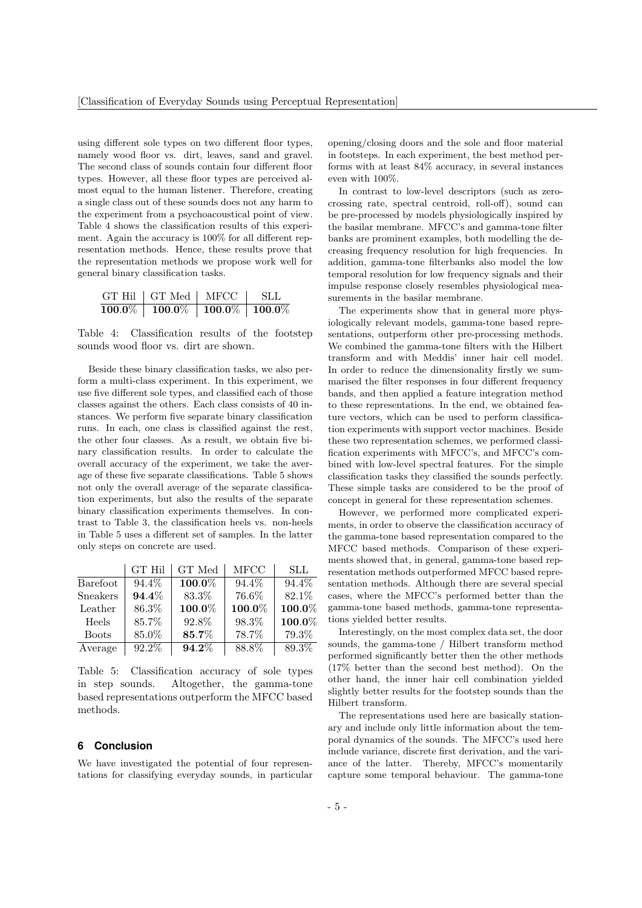using different sole types on two different floor types, namely wood floor vs. dirt, leaves, sand and gravel. The second class of sounds contain four different floor types. However, all these floor types are perceived almost equal to the human listener. Therefore, creating a single class out of these sounds does not any harm to the experiment from a psychoacoustical point of view. Table 4 shows the classification results of this experiment. Again the accuracy is 100% for all different representation methods. Hence, these results prove that the representation methods we propose work well for general binary classification tasks.

| GT Hil | GT Med | MFCC | SLL |
|---|---|---|---|
| **100.0%** | **100.0%** | **100.0%** | **100.0%** |

Table 4: Classification results of the footstep sounds wood floor vs. dirt are shown.

Beside these binary classification tasks, we also perform a multi-class experiment. In this experiment, we use five different sole types, and classified each of those classes against the others. Each class consists of 40 instances. We perform five separate binary classification runs. In each, one class is classified against the rest, the other four classes. As a result, we obtain five binary classification results. In order to calculate the overall accuracy of the experiment, we take the average of these five separate classifications. Table 5 shows not only the overall average of the separate classification experiments, but also the results of the separate binary classification experiments themselves. In contrast to Table 3, the classification heels vs. non-heels in Table 5 uses a different set of samples. In the latter only steps on concrete are used.

| | GT Hil | GT Med | MFCC | SLL |
|---|---|---|---|---|
| Barefoot | 94.4% | **100.0%** | 94.4% | 94.4% |
| Sneakers | **94.4%** | 83.3% | 76.6% | 82.1% |
| Leather | 86.3% | **100.0%** | **100.0%** | **100.0%** |
| Heels | 85.7% | 92.8% | 98.3% | **100.0%** |
| Boots | 85.0% | **85.7%** | 78.7% | 79.3% |
| Average | 92.2% | **94.2%** | 88.8% | 89.3% |

Table 5: Classification accuracy of sole types in step sounds. Altogether, the gamma-tone based representations outperform the MFCC based methods.

## 6 Conclusion

We have investigated the potential of four representations for classifying everyday sounds, in particular opening/closing doors and the sole and floor material in footsteps. In each experiment, the best method performs with at least 84% accuracy, in several instances even with 100%.

In contrast to low-level descriptors (such as zero-crossing rate, spectral centroid, roll-off), sound can be pre-processed by models physiologically inspired by the basilar membrane. MFCC's and gamma-tone filter banks are prominent examples, both modelling the decreasing frequency resolution for high frequencies. In addition, gamma-tone filterbanks also model the low temporal resolution for low frequency signals and their impulse response closely resembles physiological measurements in the basilar membrane.

The experiments show that in general more physiologically relevant models, gamma-tone based representations, outperform other pre-processing methods. We combined the gamma-tone filters with the Hilbert transform and with Meddis' inner hair cell model. In order to reduce the dimensionality firstly we summarised the filter responses in four different frequency bands, and then applied a feature integration method to these representations. In the end, we obtained feature vectors, which can be used to perform classification experiments with support vector machines. Beside these two representation schemes, we performed classification experiments with MFCC's, and MFCC's combined with low-level spectral features. For the simple classification tasks they classified the sounds perfectly. These simple tasks are considered to be the proof of concept in general for these representation schemes.

However, we performed more complicated experiments, in order to observe the classification accuracy of the gamma-tone based representation compared to the MFCC based methods. Comparison of these experiments showed that, in general, gamma-tone based representation methods outperformed MFCC based representation methods. Although there are several special cases, where the MFCC's performed better than the gamma-tone based methods, gamma-tone representations yielded better results.

Interestingly, on the most complex data set, the door sounds, the gamma-tone / Hilbert transform method performed significantly better then the other methods (17% better than the second best method). On the other hand, the inner hair cell combination yielded slightly better results for the footstep sounds than the Hilbert transform.

The representations used here are basically stationary and include only little information about the temporal dynamics of the sounds. The MFCC's used here include variance, discrete first derivation, and the variance of the latter. Thereby, MFCC's momentarily capture some temporal behaviour. The gamma-tone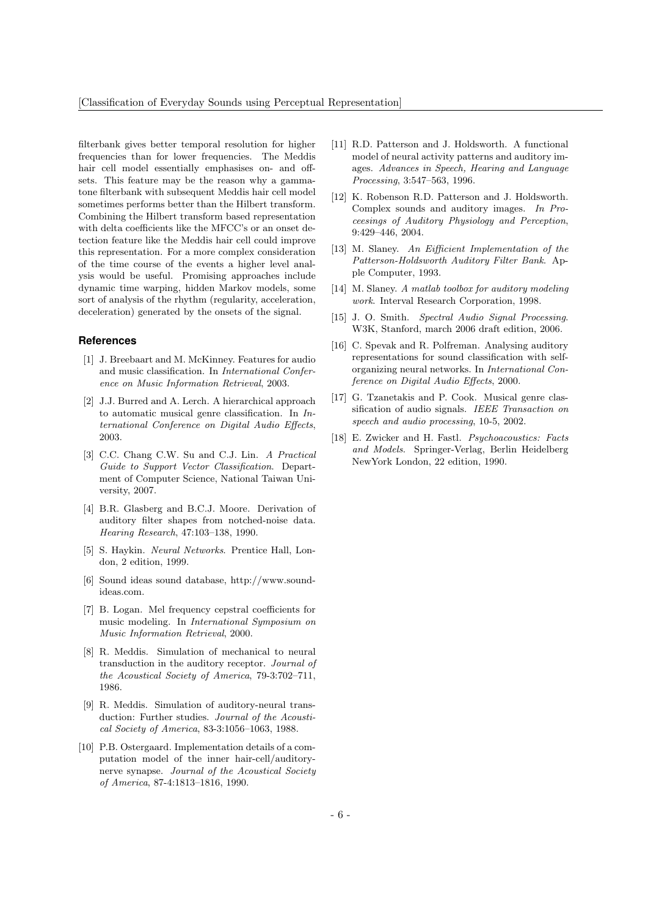filterbank gives better temporal resolution for higher frequencies than for lower frequencies. The Meddis hair cell model essentially emphasises on- and offsets. This feature may be the reason why a gammatone filterbank with subsequent Meddis hair cell model sometimes performs better than the Hilbert transform. Combining the Hilbert transform based representation with delta coefficients like the MFCC's or an onset detection feature like the Meddis hair cell could improve this representation. For a more complex consideration of the time course of the events a higher level analysis would be useful. Promising approaches include dynamic time warping, hidden Markov models, some sort of analysis of the rhythm (regularity, acceleration, deceleration) generated by the onsets of the signal.

## References

[1] J. Breebaart and M. McKinney. Features for audio and music classification. In *International Conference on Music Information Retrieval*, 2003.

[2] J.J. Burred and A. Lerch. A hierarchical approach to automatic musical genre classification. In *International Conference on Digital Audio Effects*, 2003.

[3] C.C. Chang C.W. Su and C.J. Lin. *A Practical Guide to Support Vector Classification*. Department of Computer Science, National Taiwan University, 2007.

[4] B.R. Glasberg and B.C.J. Moore. Derivation of auditory filter shapes from notched-noise data. *Hearing Research*, 47:103–138, 1990.

[5] S. Haykin. *Neural Networks*. Prentice Hall, London, 2 edition, 1999.

[6] Sound ideas sound database, http://www.sound-ideas.com.

[7] B. Logan. Mel frequency cepstral coefficients for music modeling. In *International Symposium on Music Information Retrieval*, 2000.

[8] R. Meddis. Simulation of mechanical to neural transduction in the auditory receptor. *Journal of the Acoustical Society of America*, 79-3:702–711, 1986.

[9] R. Meddis. Simulation of auditory-neural transduction: Further studies. *Journal of the Acoustical Society of America*, 83-3:1056–1063, 1988.

[10] P.B. Ostergaard. Implementation details of a computation model of the inner hair-cell/auditory-nerve synapse. *Journal of the Acoustical Society of America*, 87-4:1813–1816, 1990.

[11] R.D. Patterson and J. Holdsworth. A functional model of neural activity patterns and auditory images. *Advances in Speech, Hearing and Language Processing*, 3:547–563, 1996.

[12] K. Robenson R.D. Patterson and J. Holdsworth. Complex sounds and auditory images. *In Proceesings of Auditory Physiology and Perception*, 9:429–446, 2004.

[13] M. Slaney. *An Eifficient Implementation of the Patterson-Holdsworth Auditory Filter Bank*. Apple Computer, 1993.

[14] M. Slaney. *A matlab toolbox for auditory modeling work*. Interval Research Corporation, 1998.

[15] J. O. Smith. *Spectral Audio Signal Processing*. W3K, Stanford, march 2006 draft edition, 2006.

[16] C. Spevak and R. Polfreman. Analysing auditory representations for sound classification with self-organizing neural networks. In *International Conference on Digital Audio Effects*, 2000.

[17] G. Tzanetakis and P. Cook. Musical genre classification of audio signals. *IEEE Transaction on speech and audio processing*, 10-5, 2002.

[18] E. Zwicker and H. Fastl. *Psychoacoustics: Facts and Models*. Springer-Verlag, Berlin Heidelberg NewYork London, 22 edition, 1990.